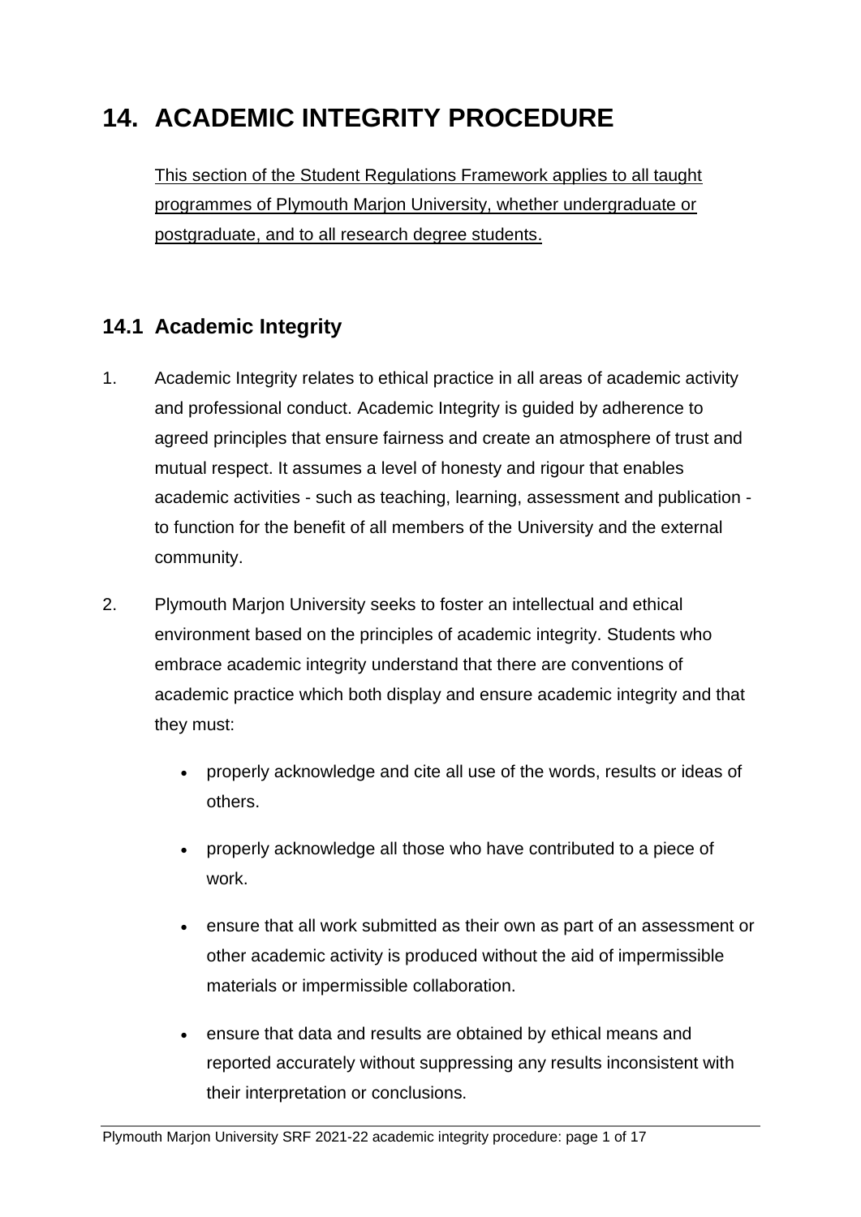# 14. ACADEMIC INTEGRITY PROCEDURE

<u>This section of the Student Regulations Framework applies to all taught programmes of Plymouth Marjon University, whether undergraduate or postgraduate, and to all research degree students.</u>

## 14.1 Academic Integrity

1. Academic Integrity relates to ethical practice in all areas of academic activity and professional conduct. Academic Integrity is guided by adherence to agreed principles that ensure fairness and create an atmosphere of trust and mutual respect. It assumes a level of honesty and rigour that enables academic activities - such as teaching, learning, assessment and publication - to function for the benefit of all members of the University and the external community.

2. Plymouth Marjon University seeks to foster an intellectual and ethical environment based on the principles of academic integrity. Students who embrace academic integrity understand that there are conventions of academic practice which both display and ensure academic integrity and that they must:

   - properly acknowledge and cite all use of the words, results or ideas of others.
   - properly acknowledge all those who have contributed to a piece of work.
   - ensure that all work submitted as their own as part of an assessment or other academic activity is produced without the aid of impermissible materials or impermissible collaboration.
   - ensure that data and results are obtained by ethical means and reported accurately without suppressing any results inconsistent with their interpretation or conclusions.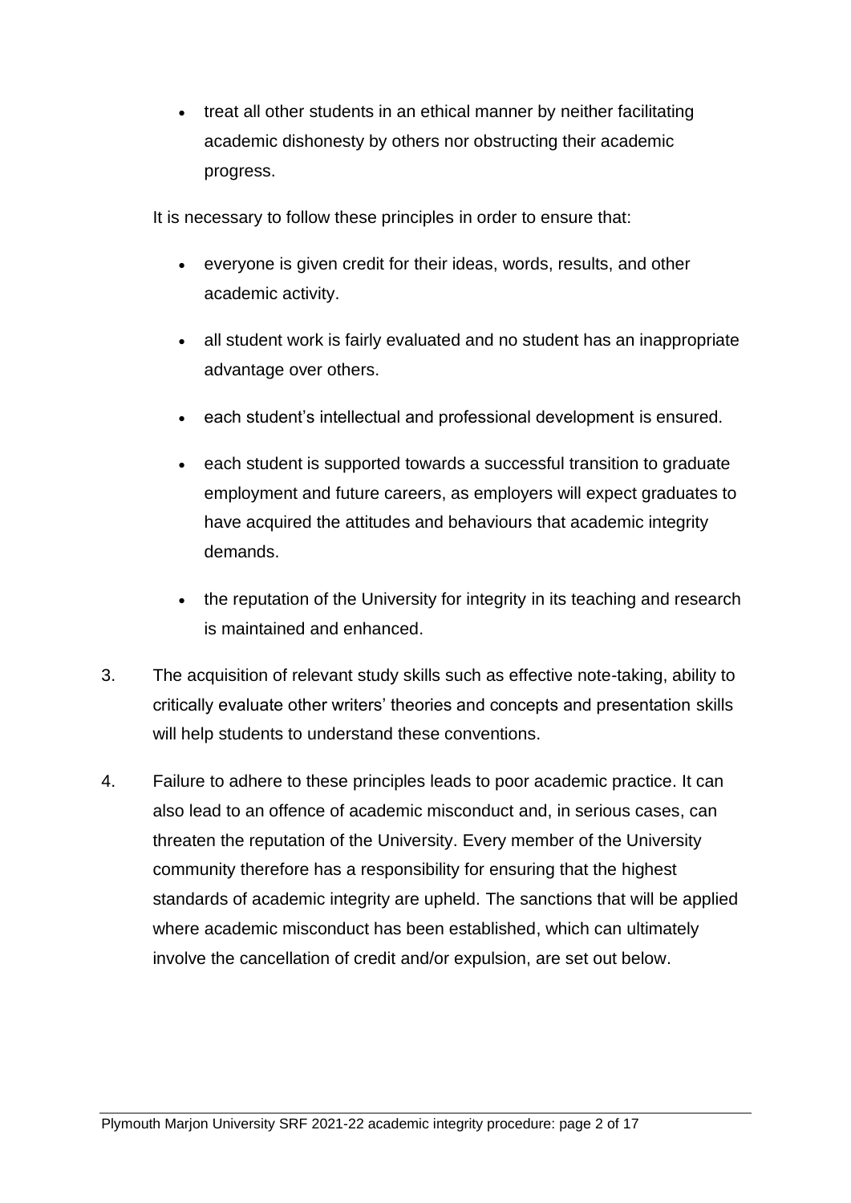- treat all other students in an ethical manner by neither facilitating academic dishonesty by others nor obstructing their academic progress.

It is necessary to follow these principles in order to ensure that:

- everyone is given credit for their ideas, words, results, and other academic activity.
- all student work is fairly evaluated and no student has an inappropriate advantage over others.
- each student's intellectual and professional development is ensured.
- each student is supported towards a successful transition to graduate employment and future careers, as employers will expect graduates to have acquired the attitudes and behaviours that academic integrity demands.
- the reputation of the University for integrity in its teaching and research is maintained and enhanced.

3. The acquisition of relevant study skills such as effective note-taking, ability to critically evaluate other writers' theories and concepts and presentation skills will help students to understand these conventions.

4. Failure to adhere to these principles leads to poor academic practice. It can also lead to an offence of academic misconduct and, in serious cases, can threaten the reputation of the University. Every member of the University community therefore has a responsibility for ensuring that the highest standards of academic integrity are upheld. The sanctions that will be applied where academic misconduct has been established, which can ultimately involve the cancellation of credit and/or expulsion, are set out below.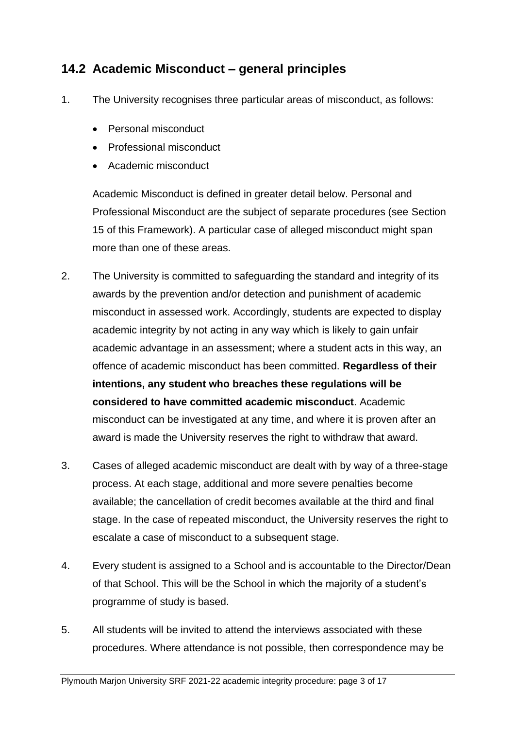## 14.2 Academic Misconduct – general principles

1. The University recognises three particular areas of misconduct, as follows:

   - Personal misconduct
   - Professional misconduct
   - Academic misconduct

   Academic Misconduct is defined in greater detail below. Personal and Professional Misconduct are the subject of separate procedures (see Section 15 of this Framework). A particular case of alleged misconduct might span more than one of these areas.

2. The University is committed to safeguarding the standard and integrity of its awards by the prevention and/or detection and punishment of academic misconduct in assessed work. Accordingly, students are expected to display academic integrity by not acting in any way which is likely to gain unfair academic advantage in an assessment; where a student acts in this way, an offence of academic misconduct has been committed. **Regardless of their intentions, any student who breaches these regulations will be considered to have committed academic misconduct**. Academic misconduct can be investigated at any time, and where it is proven after an award is made the University reserves the right to withdraw that award.

3. Cases of alleged academic misconduct are dealt with by way of a three-stage process. At each stage, additional and more severe penalties become available; the cancellation of credit becomes available at the third and final stage. In the case of repeated misconduct, the University reserves the right to escalate a case of misconduct to a subsequent stage.

4. Every student is assigned to a School and is accountable to the Director/Dean of that School. This will be the School in which the majority of a student's programme of study is based.

5. All students will be invited to attend the interviews associated with these procedures. Where attendance is not possible, then correspondence may be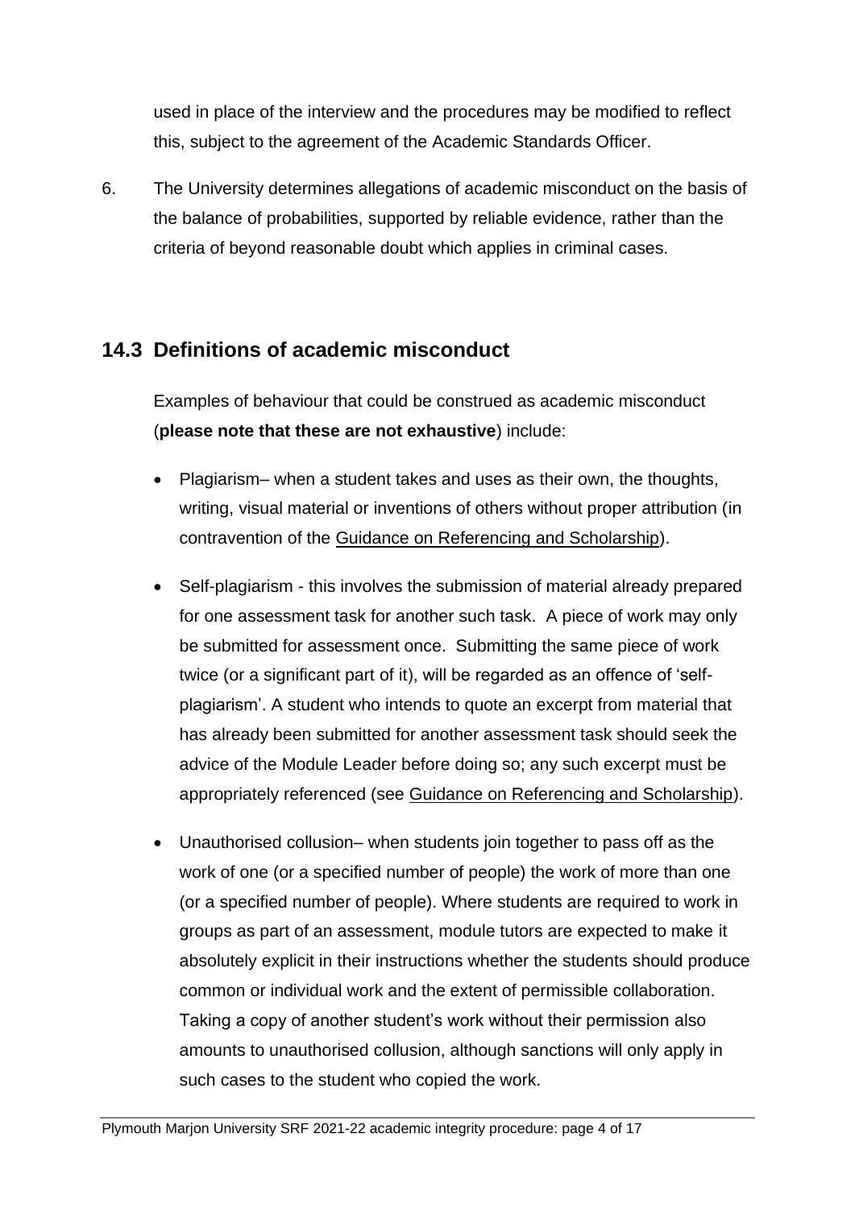used in place of the interview and the procedures may be modified to reflect this, subject to the agreement of the Academic Standards Officer.

6. The University determines allegations of academic misconduct on the basis of the balance of probabilities, supported by reliable evidence, rather than the criteria of beyond reasonable doubt which applies in criminal cases.

## 14.3 Definitions of academic misconduct

Examples of behaviour that could be construed as academic misconduct (**please note that these are not exhaustive**) include:

- Plagiarism– when a student takes and uses as their own, the thoughts, writing, visual material or inventions of others without proper attribution (in contravention of the Guidance on Referencing and Scholarship).
- Self-plagiarism - this involves the submission of material already prepared for one assessment task for another such task. A piece of work may only be submitted for assessment once. Submitting the same piece of work twice (or a significant part of it), will be regarded as an offence of 'self-plagiarism'. A student who intends to quote an excerpt from material that has already been submitted for another assessment task should seek the advice of the Module Leader before doing so; any such excerpt must be appropriately referenced (see Guidance on Referencing and Scholarship).
- Unauthorised collusion– when students join together to pass off as the work of one (or a specified number of people) the work of more than one (or a specified number of people). Where students are required to work in groups as part of an assessment, module tutors are expected to make it absolutely explicit in their instructions whether the students should produce common or individual work and the extent of permissible collaboration. Taking a copy of another student's work without their permission also amounts to unauthorised collusion, although sanctions will only apply in such cases to the student who copied the work.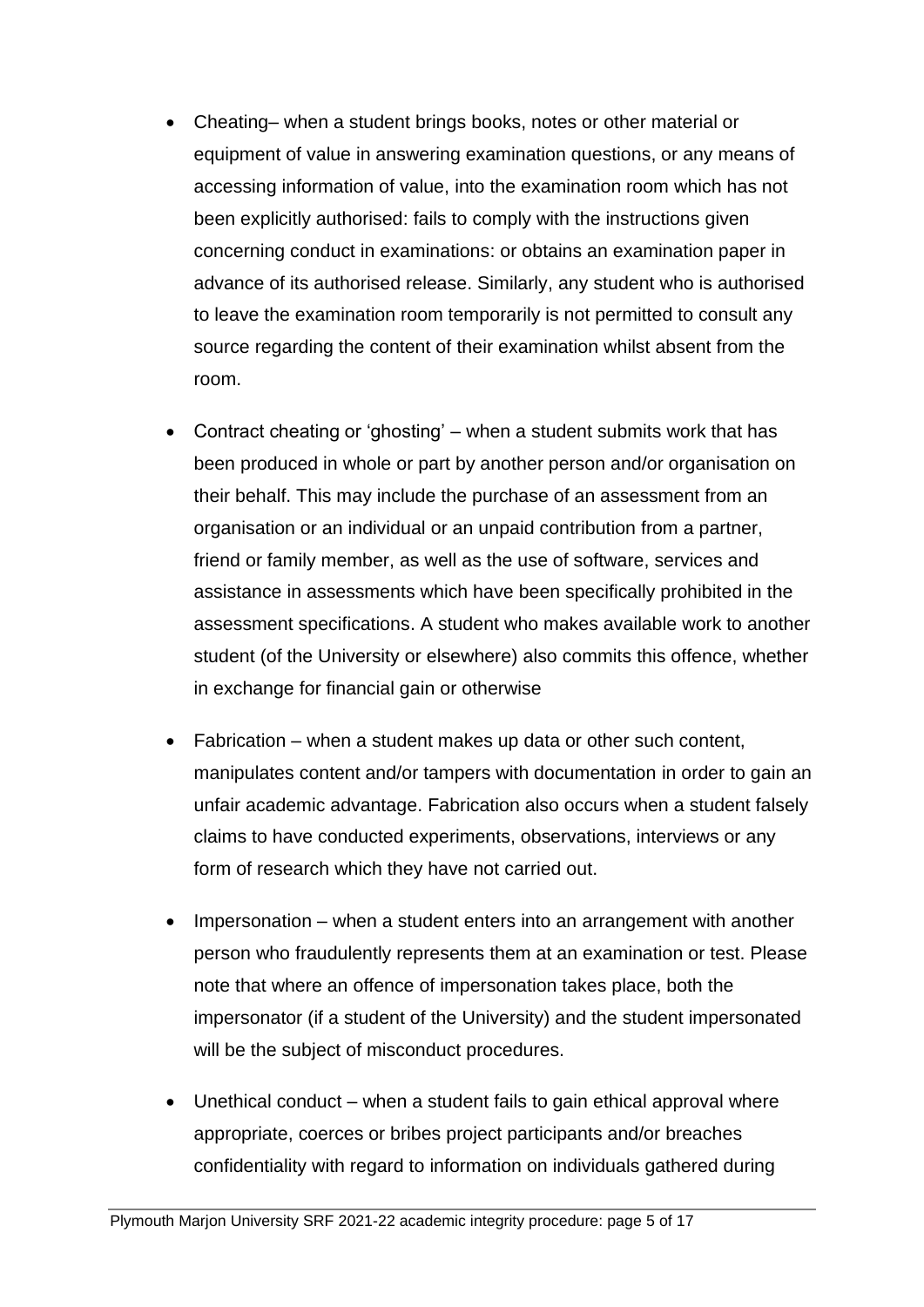- Cheating– when a student brings books, notes or other material or equipment of value in answering examination questions, or any means of accessing information of value, into the examination room which has not been explicitly authorised: fails to comply with the instructions given concerning conduct in examinations: or obtains an examination paper in advance of its authorised release. Similarly, any student who is authorised to leave the examination room temporarily is not permitted to consult any source regarding the content of their examination whilst absent from the room.

- Contract cheating or 'ghosting' – when a student submits work that has been produced in whole or part by another person and/or organisation on their behalf. This may include the purchase of an assessment from an organisation or an individual or an unpaid contribution from a partner, friend or family member, as well as the use of software, services and assistance in assessments which have been specifically prohibited in the assessment specifications. A student who makes available work to another student (of the University or elsewhere) also commits this offence, whether in exchange for financial gain or otherwise

- Fabrication – when a student makes up data or other such content, manipulates content and/or tampers with documentation in order to gain an unfair academic advantage. Fabrication also occurs when a student falsely claims to have conducted experiments, observations, interviews or any form of research which they have not carried out.

- Impersonation – when a student enters into an arrangement with another person who fraudulently represents them at an examination or test. Please note that where an offence of impersonation takes place, both the impersonator (if a student of the University) and the student impersonated will be the subject of misconduct procedures.

- Unethical conduct – when a student fails to gain ethical approval where appropriate, coerces or bribes project participants and/or breaches confidentiality with regard to information on individuals gathered during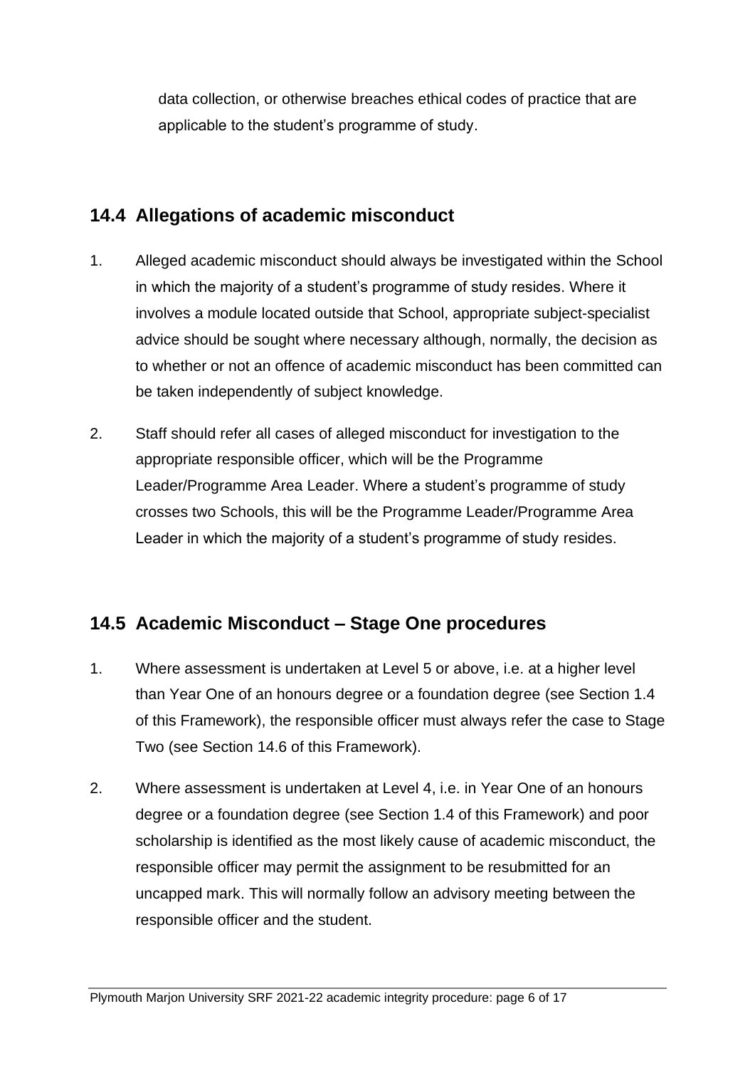data collection, or otherwise breaches ethical codes of practice that are applicable to the student's programme of study.

## 14.4 Allegations of academic misconduct

1. Alleged academic misconduct should always be investigated within the School in which the majority of a student's programme of study resides. Where it involves a module located outside that School, appropriate subject-specialist advice should be sought where necessary although, normally, the decision as to whether or not an offence of academic misconduct has been committed can be taken independently of subject knowledge.

2. Staff should refer all cases of alleged misconduct for investigation to the appropriate responsible officer, which will be the Programme Leader/Programme Area Leader. Where a student's programme of study crosses two Schools, this will be the Programme Leader/Programme Area Leader in which the majority of a student's programme of study resides.

## 14.5 Academic Misconduct – Stage One procedures

1. Where assessment is undertaken at Level 5 or above, i.e. at a higher level than Year One of an honours degree or a foundation degree (see Section 1.4 of this Framework), the responsible officer must always refer the case to Stage Two (see Section 14.6 of this Framework).

2. Where assessment is undertaken at Level 4, i.e. in Year One of an honours degree or a foundation degree (see Section 1.4 of this Framework) and poor scholarship is identified as the most likely cause of academic misconduct, the responsible officer may permit the assignment to be resubmitted for an uncapped mark. This will normally follow an advisory meeting between the responsible officer and the student.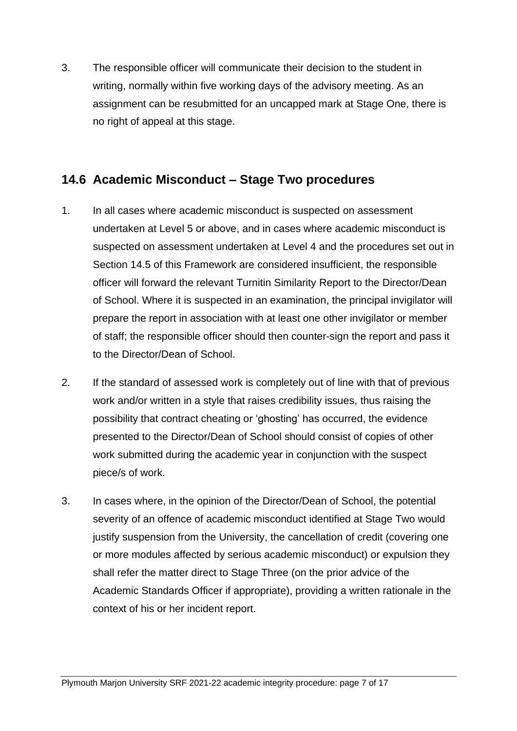3. The responsible officer will communicate their decision to the student in writing, normally within five working days of the advisory meeting. As an assignment can be resubmitted for an uncapped mark at Stage One, there is no right of appeal at this stage.

## 14.6 Academic Misconduct – Stage Two procedures

1. In all cases where academic misconduct is suspected on assessment undertaken at Level 5 or above, and in cases where academic misconduct is suspected on assessment undertaken at Level 4 and the procedures set out in Section 14.5 of this Framework are considered insufficient, the responsible officer will forward the relevant Turnitin Similarity Report to the Director/Dean of School. Where it is suspected in an examination, the principal invigilator will prepare the report in association with at least one other invigilator or member of staff; the responsible officer should then counter-sign the report and pass it to the Director/Dean of School.

2. If the standard of assessed work is completely out of line with that of previous work and/or written in a style that raises credibility issues, thus raising the possibility that contract cheating or 'ghosting' has occurred, the evidence presented to the Director/Dean of School should consist of copies of other work submitted during the academic year in conjunction with the suspect piece/s of work.

3. In cases where, in the opinion of the Director/Dean of School, the potential severity of an offence of academic misconduct identified at Stage Two would justify suspension from the University, the cancellation of credit (covering one or more modules affected by serious academic misconduct) or expulsion they shall refer the matter direct to Stage Three (on the prior advice of the Academic Standards Officer if appropriate), providing a written rationale in the context of his or her incident report.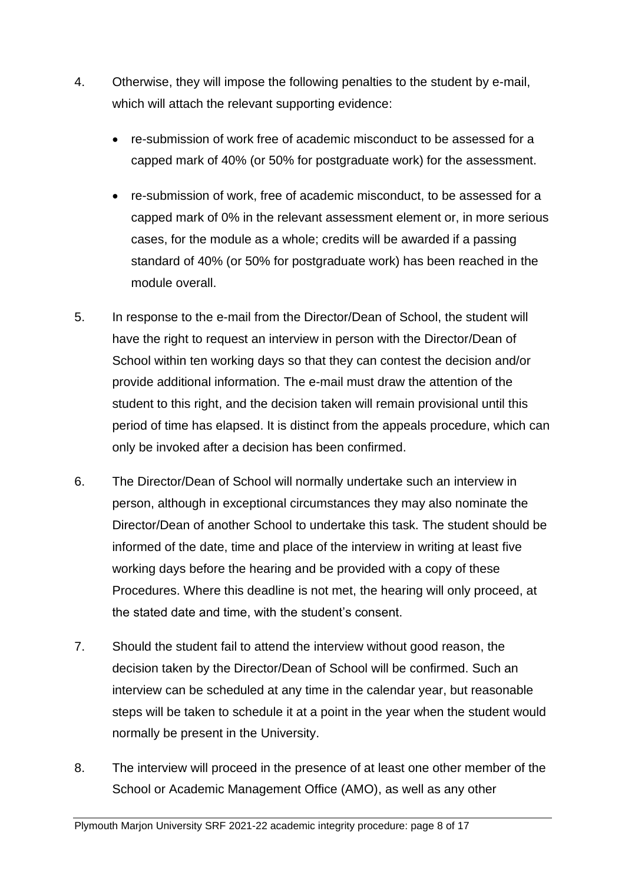4. Otherwise, they will impose the following penalties to the student by e-mail, which will attach the relevant supporting evidence:

   - re-submission of work free of academic misconduct to be assessed for a capped mark of 40% (or 50% for postgraduate work) for the assessment.

   - re-submission of work, free of academic misconduct, to be assessed for a capped mark of 0% in the relevant assessment element or, in more serious cases, for the module as a whole; credits will be awarded if a passing standard of 40% (or 50% for postgraduate work) has been reached in the module overall.

5. In response to the e-mail from the Director/Dean of School, the student will have the right to request an interview in person with the Director/Dean of School within ten working days so that they can contest the decision and/or provide additional information. The e-mail must draw the attention of the student to this right, and the decision taken will remain provisional until this period of time has elapsed. It is distinct from the appeals procedure, which can only be invoked after a decision has been confirmed.

6. The Director/Dean of School will normally undertake such an interview in person, although in exceptional circumstances they may also nominate the Director/Dean of another School to undertake this task. The student should be informed of the date, time and place of the interview in writing at least five working days before the hearing and be provided with a copy of these Procedures. Where this deadline is not met, the hearing will only proceed, at the stated date and time, with the student's consent.

7. Should the student fail to attend the interview without good reason, the decision taken by the Director/Dean of School will be confirmed. Such an interview can be scheduled at any time in the calendar year, but reasonable steps will be taken to schedule it at a point in the year when the student would normally be present in the University.

8. The interview will proceed in the presence of at least one other member of the School or Academic Management Office (AMO), as well as any other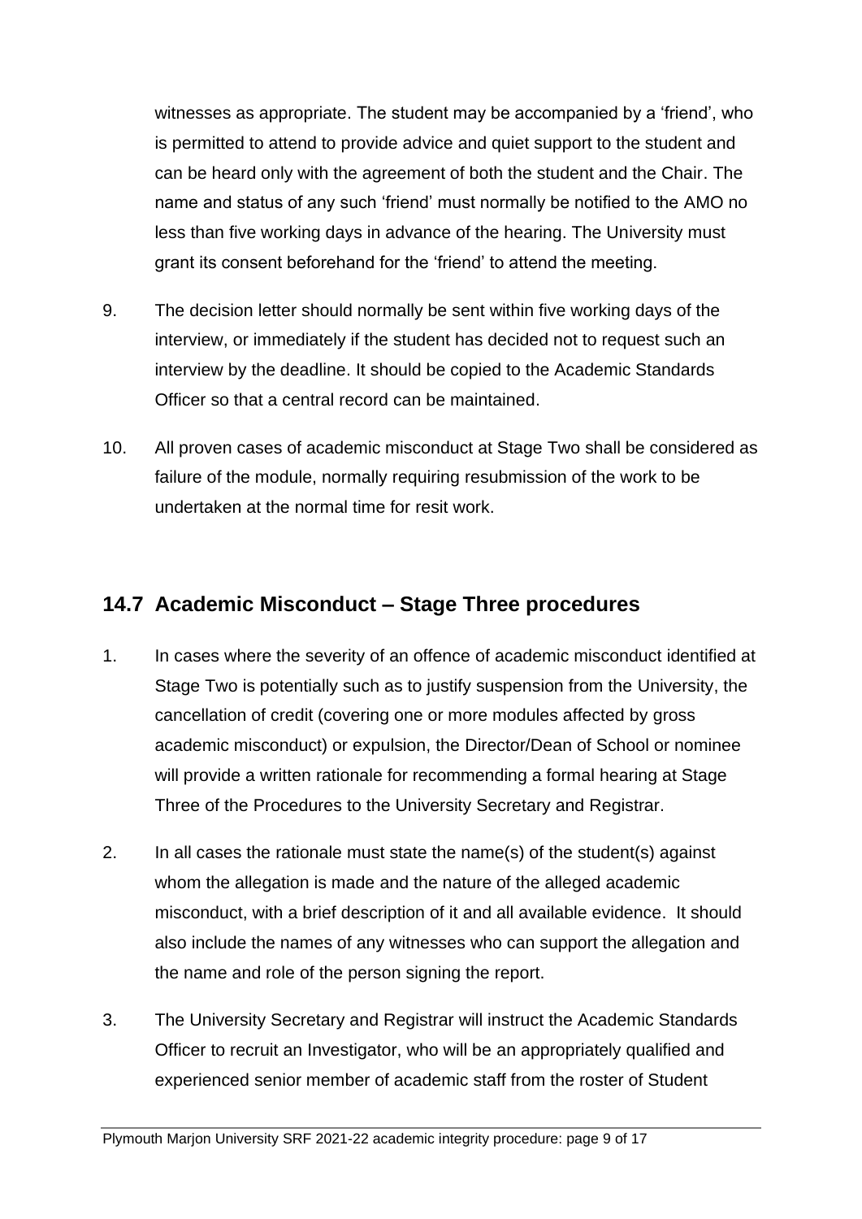witnesses as appropriate. The student may be accompanied by a 'friend', who is permitted to attend to provide advice and quiet support to the student and can be heard only with the agreement of both the student and the Chair. The name and status of any such 'friend' must normally be notified to the AMO no less than five working days in advance of the hearing. The University must grant its consent beforehand for the 'friend' to attend the meeting.

9. The decision letter should normally be sent within five working days of the interview, or immediately if the student has decided not to request such an interview by the deadline. It should be copied to the Academic Standards Officer so that a central record can be maintained.

10. All proven cases of academic misconduct at Stage Two shall be considered as failure of the module, normally requiring resubmission of the work to be undertaken at the normal time for resit work.

## 14.7 Academic Misconduct – Stage Three procedures

1. In cases where the severity of an offence of academic misconduct identified at Stage Two is potentially such as to justify suspension from the University, the cancellation of credit (covering one or more modules affected by gross academic misconduct) or expulsion, the Director/Dean of School or nominee will provide a written rationale for recommending a formal hearing at Stage Three of the Procedures to the University Secretary and Registrar.

2. In all cases the rationale must state the name(s) of the student(s) against whom the allegation is made and the nature of the alleged academic misconduct, with a brief description of it and all available evidence. It should also include the names of any witnesses who can support the allegation and the name and role of the person signing the report.

3. The University Secretary and Registrar will instruct the Academic Standards Officer to recruit an Investigator, who will be an appropriately qualified and experienced senior member of academic staff from the roster of Student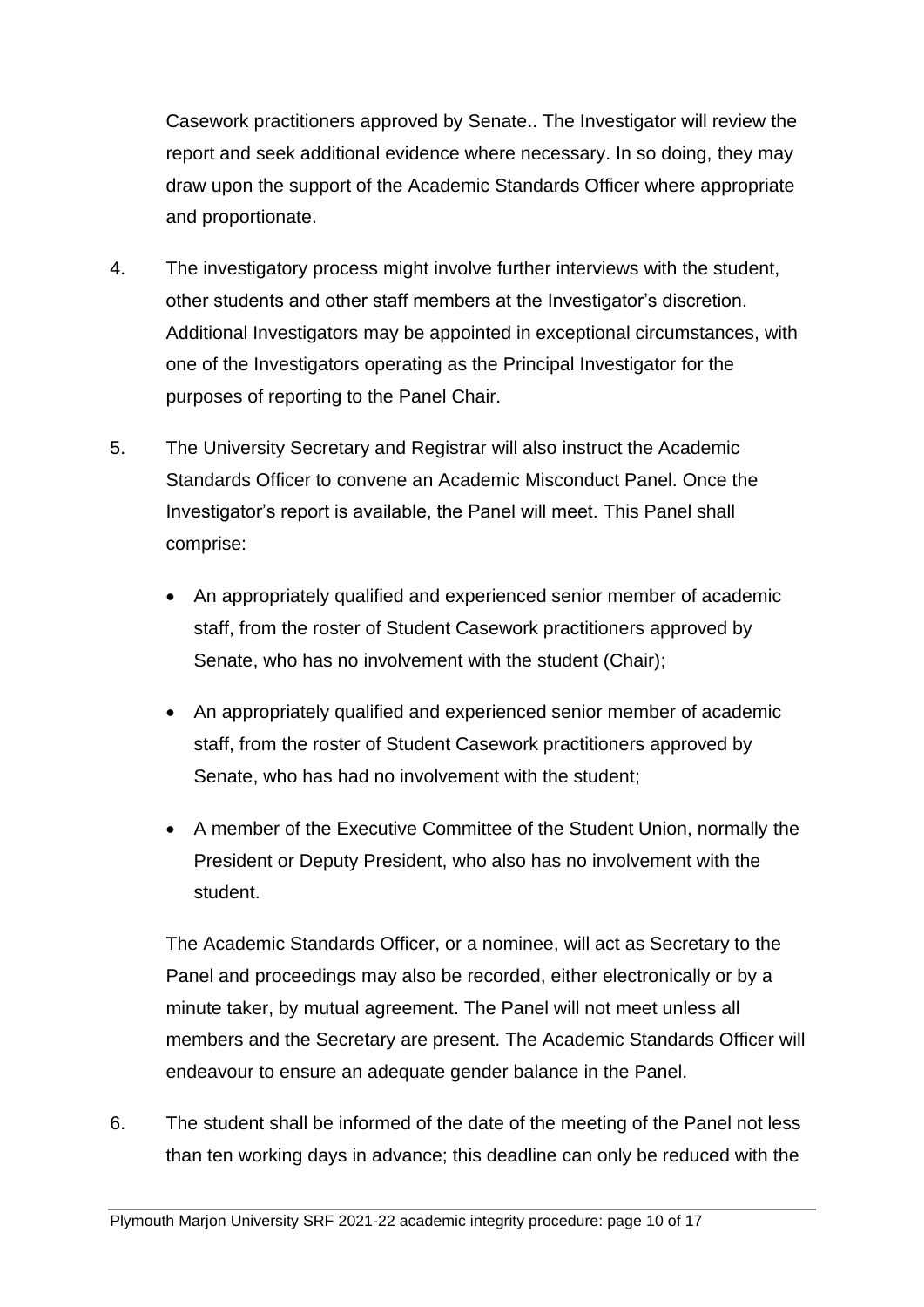Casework practitioners approved by Senate.. The Investigator will review the report and seek additional evidence where necessary. In so doing, they may draw upon the support of the Academic Standards Officer where appropriate and proportionate.

4. The investigatory process might involve further interviews with the student, other students and other staff members at the Investigator's discretion. Additional Investigators may be appointed in exceptional circumstances, with one of the Investigators operating as the Principal Investigator for the purposes of reporting to the Panel Chair.

5. The University Secretary and Registrar will also instruct the Academic Standards Officer to convene an Academic Misconduct Panel. Once the Investigator's report is available, the Panel will meet. This Panel shall comprise:

   - An appropriately qualified and experienced senior member of academic staff, from the roster of Student Casework practitioners approved by Senate, who has no involvement with the student (Chair);
   - An appropriately qualified and experienced senior member of academic staff, from the roster of Student Casework practitioners approved by Senate, who has had no involvement with the student;
   - A member of the Executive Committee of the Student Union, normally the President or Deputy President, who also has no involvement with the student.

   The Academic Standards Officer, or a nominee, will act as Secretary to the Panel and proceedings may also be recorded, either electronically or by a minute taker, by mutual agreement. The Panel will not meet unless all members and the Secretary are present. The Academic Standards Officer will endeavour to ensure an adequate gender balance in the Panel.

6. The student shall be informed of the date of the meeting of the Panel not less than ten working days in advance; this deadline can only be reduced with the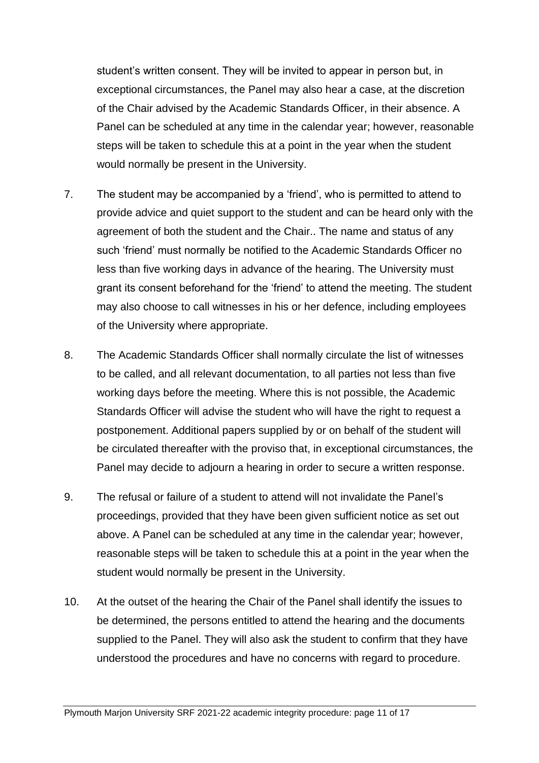student's written consent. They will be invited to appear in person but, in exceptional circumstances, the Panel may also hear a case, at the discretion of the Chair advised by the Academic Standards Officer, in their absence. A Panel can be scheduled at any time in the calendar year; however, reasonable steps will be taken to schedule this at a point in the year when the student would normally be present in the University.

7. The student may be accompanied by a 'friend', who is permitted to attend to provide advice and quiet support to the student and can be heard only with the agreement of both the student and the Chair.. The name and status of any such 'friend' must normally be notified to the Academic Standards Officer no less than five working days in advance of the hearing. The University must grant its consent beforehand for the 'friend' to attend the meeting. The student may also choose to call witnesses in his or her defence, including employees of the University where appropriate.

8. The Academic Standards Officer shall normally circulate the list of witnesses to be called, and all relevant documentation, to all parties not less than five working days before the meeting. Where this is not possible, the Academic Standards Officer will advise the student who will have the right to request a postponement. Additional papers supplied by or on behalf of the student will be circulated thereafter with the proviso that, in exceptional circumstances, the Panel may decide to adjourn a hearing in order to secure a written response.

9. The refusal or failure of a student to attend will not invalidate the Panel's proceedings, provided that they have been given sufficient notice as set out above. A Panel can be scheduled at any time in the calendar year; however, reasonable steps will be taken to schedule this at a point in the year when the student would normally be present in the University.

10. At the outset of the hearing the Chair of the Panel shall identify the issues to be determined, the persons entitled to attend the hearing and the documents supplied to the Panel. They will also ask the student to confirm that they have understood the procedures and have no concerns with regard to procedure.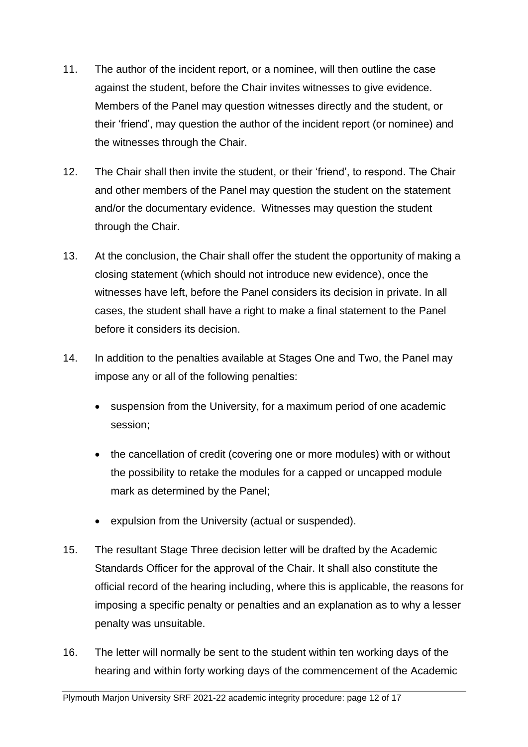11. The author of the incident report, or a nominee, will then outline the case against the student, before the Chair invites witnesses to give evidence. Members of the Panel may question witnesses directly and the student, or their 'friend', may question the author of the incident report (or nominee) and the witnesses through the Chair.

12. The Chair shall then invite the student, or their 'friend', to respond. The Chair and other members of the Panel may question the student on the statement and/or the documentary evidence. Witnesses may question the student through the Chair.

13. At the conclusion, the Chair shall offer the student the opportunity of making a closing statement (which should not introduce new evidence), once the witnesses have left, before the Panel considers its decision in private. In all cases, the student shall have a right to make a final statement to the Panel before it considers its decision.

14. In addition to the penalties available at Stages One and Two, the Panel may impose any or all of the following penalties:

    - suspension from the University, for a maximum period of one academic session;
    - the cancellation of credit (covering one or more modules) with or without the possibility to retake the modules for a capped or uncapped module mark as determined by the Panel;
    - expulsion from the University (actual or suspended).

15. The resultant Stage Three decision letter will be drafted by the Academic Standards Officer for the approval of the Chair. It shall also constitute the official record of the hearing including, where this is applicable, the reasons for imposing a specific penalty or penalties and an explanation as to why a lesser penalty was unsuitable.

16. The letter will normally be sent to the student within ten working days of the hearing and within forty working days of the commencement of the Academic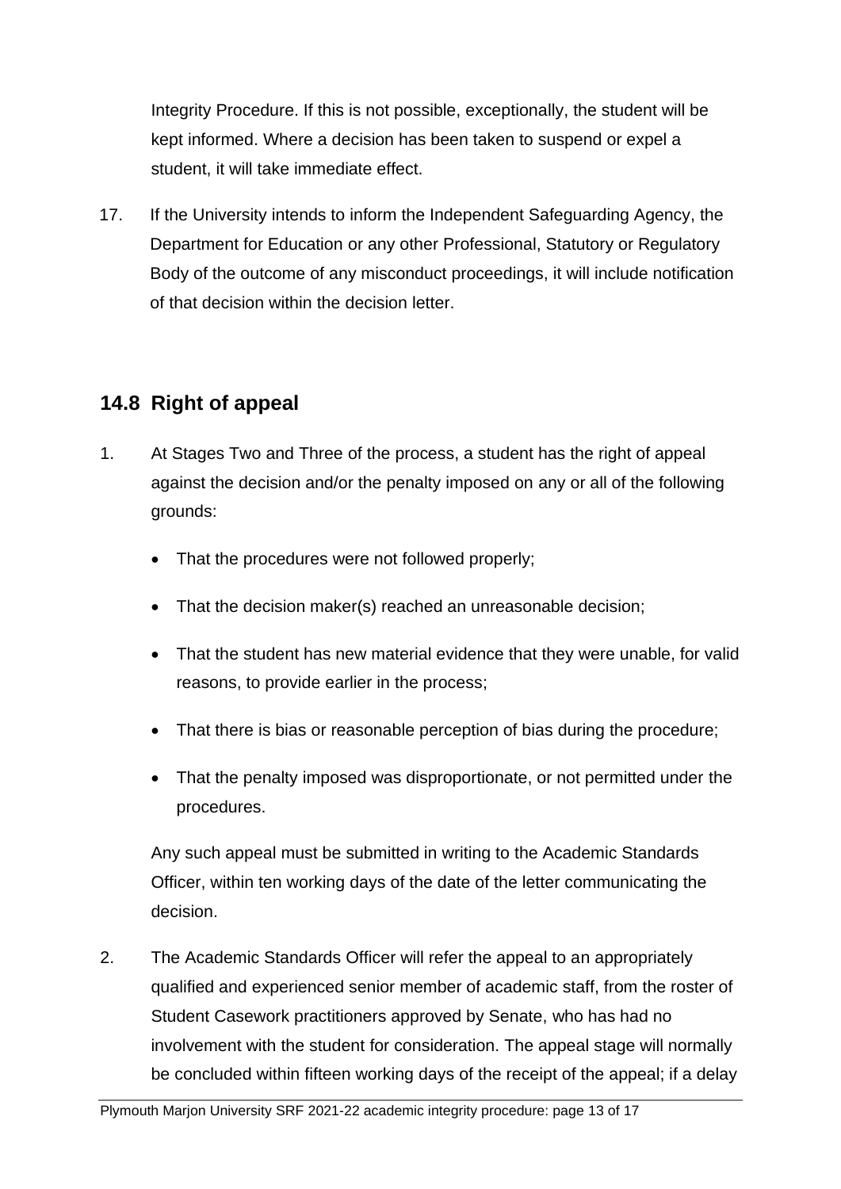Integrity Procedure. If this is not possible, exceptionally, the student will be kept informed. Where a decision has been taken to suspend or expel a student, it will take immediate effect.

17. If the University intends to inform the Independent Safeguarding Agency, the Department for Education or any other Professional, Statutory or Regulatory Body of the outcome of any misconduct proceedings, it will include notification of that decision within the decision letter.

## 14.8 Right of appeal

1. At Stages Two and Three of the process, a student has the right of appeal against the decision and/or the penalty imposed on any or all of the following grounds:

    - That the procedures were not followed properly;
    - That the decision maker(s) reached an unreasonable decision;
    - That the student has new material evidence that they were unable, for valid reasons, to provide earlier in the process;
    - That there is bias or reasonable perception of bias during the procedure;
    - That the penalty imposed was disproportionate, or not permitted under the procedures.

    Any such appeal must be submitted in writing to the Academic Standards Officer, within ten working days of the date of the letter communicating the decision.

2. The Academic Standards Officer will refer the appeal to an appropriately qualified and experienced senior member of academic staff, from the roster of Student Casework practitioners approved by Senate, who has had no involvement with the student for consideration. The appeal stage will normally be concluded within fifteen working days of the receipt of the appeal; if a delay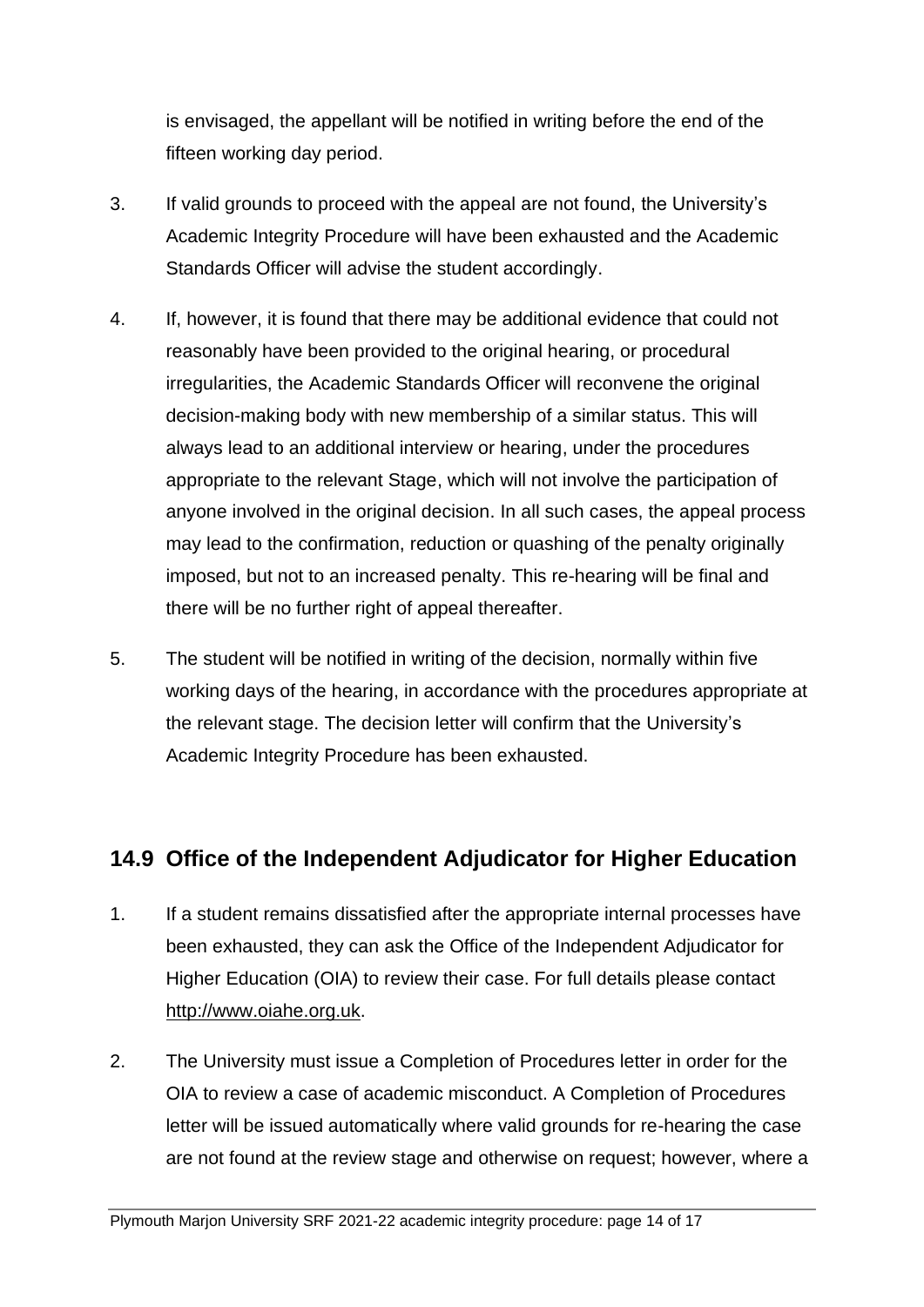is envisaged, the appellant will be notified in writing before the end of the fifteen working day period.

3. If valid grounds to proceed with the appeal are not found, the University's Academic Integrity Procedure will have been exhausted and the Academic Standards Officer will advise the student accordingly.

4. If, however, it is found that there may be additional evidence that could not reasonably have been provided to the original hearing, or procedural irregularities, the Academic Standards Officer will reconvene the original decision-making body with new membership of a similar status. This will always lead to an additional interview or hearing, under the procedures appropriate to the relevant Stage, which will not involve the participation of anyone involved in the original decision. In all such cases, the appeal process may lead to the confirmation, reduction or quashing of the penalty originally imposed, but not to an increased penalty. This re-hearing will be final and there will be no further right of appeal thereafter.

5. The student will be notified in writing of the decision, normally within five working days of the hearing, in accordance with the procedures appropriate at the relevant stage. The decision letter will confirm that the University's Academic Integrity Procedure has been exhausted.

## 14.9 Office of the Independent Adjudicator for Higher Education

1. If a student remains dissatisfied after the appropriate internal processes have been exhausted, they can ask the Office of the Independent Adjudicator for Higher Education (OIA) to review their case. For full details please contact http://www.oiahe.org.uk.

2. The University must issue a Completion of Procedures letter in order for the OIA to review a case of academic misconduct. A Completion of Procedures letter will be issued automatically where valid grounds for re-hearing the case are not found at the review stage and otherwise on request; however, where a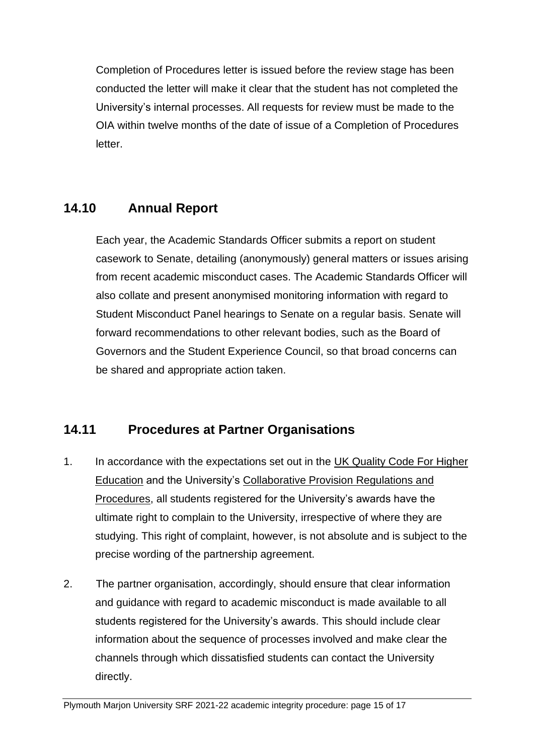Completion of Procedures letter is issued before the review stage has been conducted the letter will make it clear that the student has not completed the University's internal processes. All requests for review must be made to the OIA within twelve months of the date of issue of a Completion of Procedures letter.

## 14.10 Annual Report

Each year, the Academic Standards Officer submits a report on student casework to Senate, detailing (anonymously) general matters or issues arising from recent academic misconduct cases. The Academic Standards Officer will also collate and present anonymised monitoring information with regard to Student Misconduct Panel hearings to Senate on a regular basis. Senate will forward recommendations to other relevant bodies, such as the Board of Governors and the Student Experience Council, so that broad concerns can be shared and appropriate action taken.

## 14.11 Procedures at Partner Organisations

1. In accordance with the expectations set out in the UK Quality Code For Higher Education and the University's Collaborative Provision Regulations and Procedures, all students registered for the University's awards have the ultimate right to complain to the University, irrespective of where they are studying. This right of complaint, however, is not absolute and is subject to the precise wording of the partnership agreement.

2. The partner organisation, accordingly, should ensure that clear information and guidance with regard to academic misconduct is made available to all students registered for the University's awards. This should include clear information about the sequence of processes involved and make clear the channels through which dissatisfied students can contact the University directly.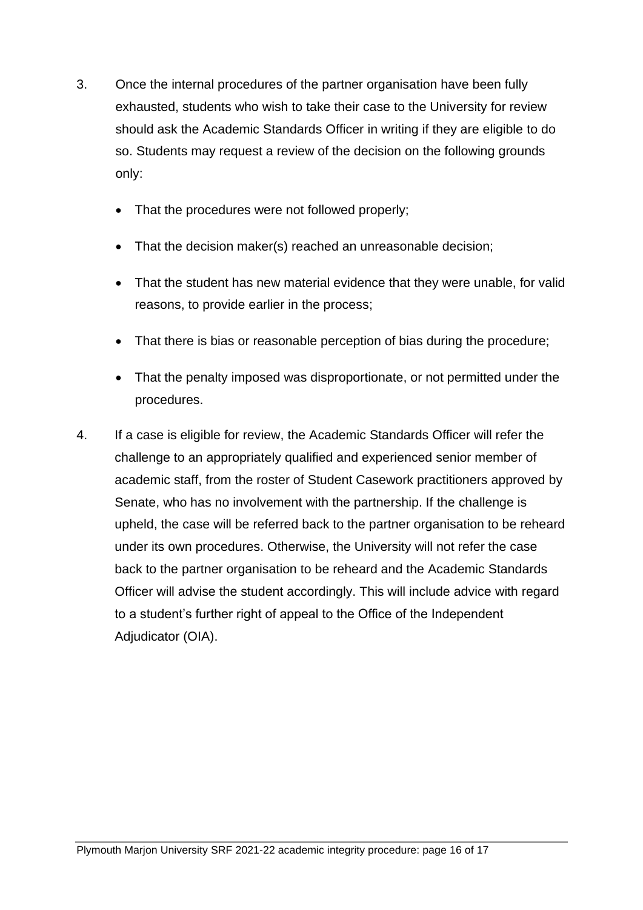3. Once the internal procedures of the partner organisation have been fully exhausted, students who wish to take their case to the University for review should ask the Academic Standards Officer in writing if they are eligible to do so. Students may request a review of the decision on the following grounds only:

   - That the procedures were not followed properly;
   - That the decision maker(s) reached an unreasonable decision;
   - That the student has new material evidence that they were unable, for valid reasons, to provide earlier in the process;
   - That there is bias or reasonable perception of bias during the procedure;
   - That the penalty imposed was disproportionate, or not permitted under the procedures.

4. If a case is eligible for review, the Academic Standards Officer will refer the challenge to an appropriately qualified and experienced senior member of academic staff, from the roster of Student Casework practitioners approved by Senate, who has no involvement with the partnership. If the challenge is upheld, the case will be referred back to the partner organisation to be reheard under its own procedures. Otherwise, the University will not refer the case back to the partner organisation to be reheard and the Academic Standards Officer will advise the student accordingly. This will include advice with regard to a student's further right of appeal to the Office of the Independent Adjudicator (OIA).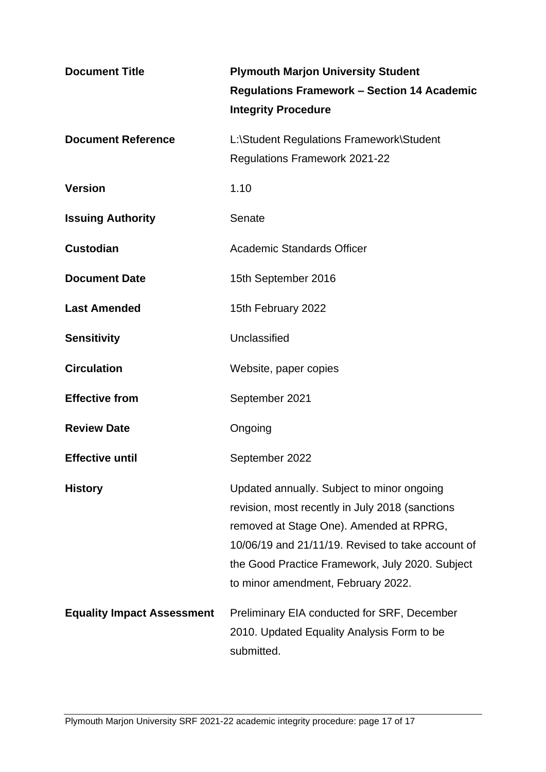| | |
|---|---|
| **Document Title** | **Plymouth Marjon University Student Regulations Framework – Section 14 Academic Integrity Procedure** |
| **Document Reference** | L:\Student Regulations Framework\Student Regulations Framework 2021-22 |
| **Version** | 1.10 |
| **Issuing Authority** | Senate |
| **Custodian** | Academic Standards Officer |
| **Document Date** | 15th September 2016 |
| **Last Amended** | 15th February 2022 |
| **Sensitivity** | Unclassified |
| **Circulation** | Website, paper copies |
| **Effective from** | September 2021 |
| **Review Date** | Ongoing |
| **Effective until** | September 2022 |
| **History** | Updated annually. Subject to minor ongoing revision, most recently in July 2018 (sanctions removed at Stage One). Amended at RPRG, 10/06/19 and 21/11/19. Revised to take account of the Good Practice Framework, July 2020. Subject to minor amendment, February 2022. |
| **Equality Impact Assessment** | Preliminary EIA conducted for SRF, December 2010. Updated Equality Analysis Form to be submitted. |